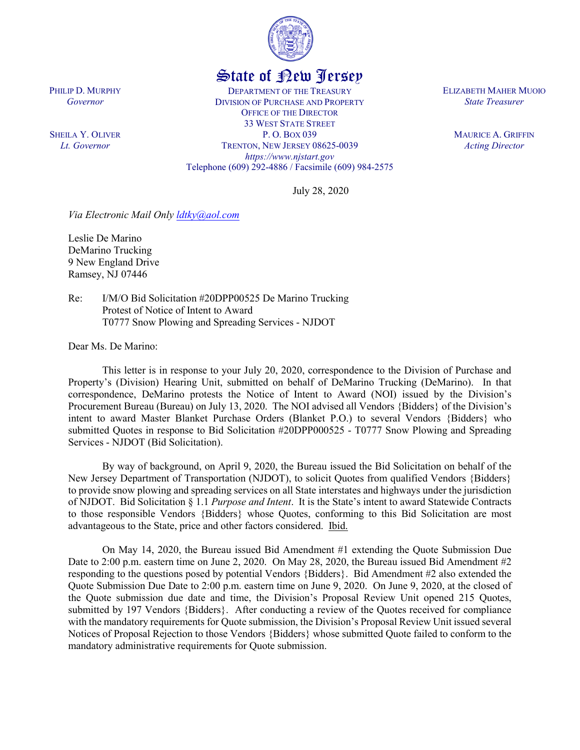State of New Jersey

PHILIP D. MURPHY
*Governor*

SHEILA Y. OLIVER
*Lt. Governor*

DEPARTMENT OF THE TREASURY
DIVISION OF PURCHASE AND PROPERTY
OFFICE OF THE DIRECTOR
33 WEST STATE STREET
P. O. BOX 039
TRENTON, NEW JERSEY 08625-0039
*https://www.njstart.gov*
Telephone (609) 292-4886 / Facsimile (609) 984-2575

ELIZABETH MAHER MUOIO
*State Treasurer*

MAURICE A. GRIFFIN
*Acting Director*

July 28, 2020

*Via Electronic Mail Only ldtky@aol.com*

Leslie De Marino
DeMarino Trucking
9 New England Drive
Ramsey, NJ 07446

Re: I/M/O Bid Solicitation #20DPP00525 De Marino Trucking
Protest of Notice of Intent to Award
T0777 Snow Plowing and Spreading Services - NJDOT

Dear Ms. De Marino:

This letter is in response to your July 20, 2020, correspondence to the Division of Purchase and Property's (Division) Hearing Unit, submitted on behalf of DeMarino Trucking (DeMarino). In that correspondence, DeMarino protests the Notice of Intent to Award (NOI) issued by the Division's Procurement Bureau (Bureau) on July 13, 2020. The NOI advised all Vendors {Bidders} of the Division's intent to award Master Blanket Purchase Orders (Blanket P.O.) to several Vendors {Bidders} who submitted Quotes in response to Bid Solicitation #20DPP000525 - T0777 Snow Plowing and Spreading Services - NJDOT (Bid Solicitation).

By way of background, on April 9, 2020, the Bureau issued the Bid Solicitation on behalf of the New Jersey Department of Transportation (NJDOT), to solicit Quotes from qualified Vendors {Bidders} to provide snow plowing and spreading services on all State interstates and highways under the jurisdiction of NJDOT. Bid Solicitation § 1.1 *Purpose and Intent*. It is the State's intent to award Statewide Contracts to those responsible Vendors {Bidders} whose Quotes, conforming to this Bid Solicitation are most advantageous to the State, price and other factors considered. Ibid.

On May 14, 2020, the Bureau issued Bid Amendment #1 extending the Quote Submission Due Date to 2:00 p.m. eastern time on June 2, 2020. On May 28, 2020, the Bureau issued Bid Amendment #2 responding to the questions posed by potential Vendors {Bidders}. Bid Amendment #2 also extended the Quote Submission Due Date to 2:00 p.m. eastern time on June 9, 2020. On June 9, 2020, at the closed of the Quote submission due date and time, the Division's Proposal Review Unit opened 215 Quotes, submitted by 197 Vendors {Bidders}. After conducting a review of the Quotes received for compliance with the mandatory requirements for Quote submission, the Division's Proposal Review Unit issued several Notices of Proposal Rejection to those Vendors {Bidders} whose submitted Quote failed to conform to the mandatory administrative requirements for Quote submission.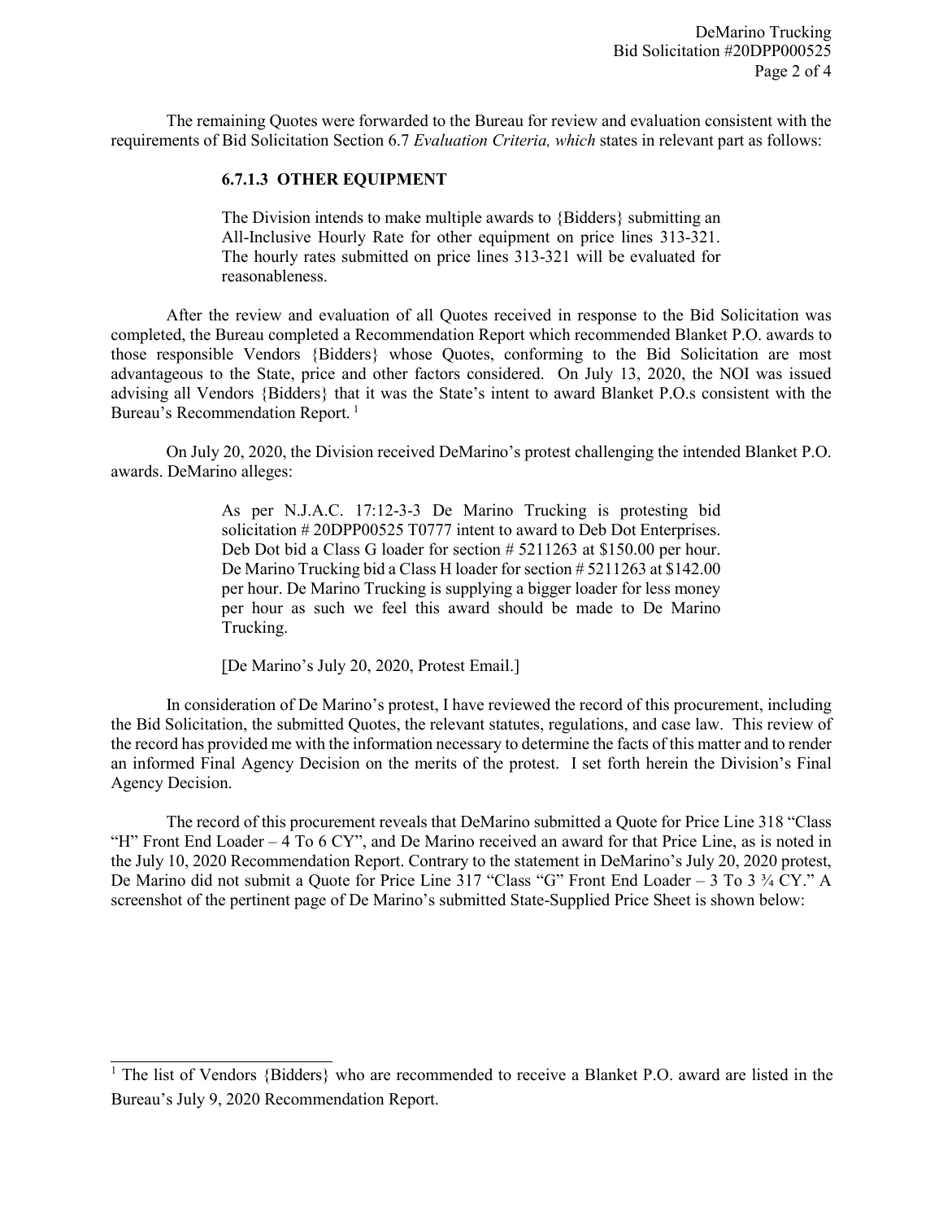The remaining Quotes were forwarded to the Bureau for review and evaluation consistent with the requirements of Bid Solicitation Section 6.7 *Evaluation Criteria, which* states in relevant part as follows:

> **6.7.1.3 OTHER EQUIPMENT**
>
> The Division intends to make multiple awards to {Bidders} submitting an All-Inclusive Hourly Rate for other equipment on price lines 313-321. The hourly rates submitted on price lines 313-321 will be evaluated for reasonableness.

After the review and evaluation of all Quotes received in response to the Bid Solicitation was completed, the Bureau completed a Recommendation Report which recommended Blanket P.O. awards to those responsible Vendors {Bidders} whose Quotes, conforming to the Bid Solicitation are most advantageous to the State, price and other factors considered. On July 13, 2020, the NOI was issued advising all Vendors {Bidders} that it was the State's intent to award Blanket P.O.s consistent with the Bureau's Recommendation Report. [1]

On July 20, 2020, the Division received DeMarino's protest challenging the intended Blanket P.O. awards. DeMarino alleges:

> As per N.J.A.C. 17:12-3-3 De Marino Trucking is protesting bid solicitation # 20DPP00525 T0777 intent to award to Deb Dot Enterprises. Deb Dot bid a Class G loader for section # 5211263 at $150.00 per hour. De Marino Trucking bid a Class H loader for section # 5211263 at $142.00 per hour. De Marino Trucking is supplying a bigger loader for less money per hour as such we feel this award should be made to De Marino Trucking.
>
> [De Marino's July 20, 2020, Protest Email.]

In consideration of De Marino's protest, I have reviewed the record of this procurement, including the Bid Solicitation, the submitted Quotes, the relevant statutes, regulations, and case law. This review of the record has provided me with the information necessary to determine the facts of this matter and to render an informed Final Agency Decision on the merits of the protest. I set forth herein the Division's Final Agency Decision.

The record of this procurement reveals that DeMarino submitted a Quote for Price Line 318 "Class "H" Front End Loader – 4 To 6 CY", and De Marino received an award for that Price Line, as is noted in the July 10, 2020 Recommendation Report. Contrary to the statement in DeMarino's July 20, 2020 protest, De Marino did not submit a Quote for Price Line 317 "Class "G" Front End Loader – 3 To 3 ¾ CY." A screenshot of the pertinent page of De Marino's submitted State-Supplied Price Sheet is shown below:

---

[1] The list of Vendors {Bidders} who are recommended to receive a Blanket P.O. award are listed in the Bureau's July 9, 2020 Recommendation Report.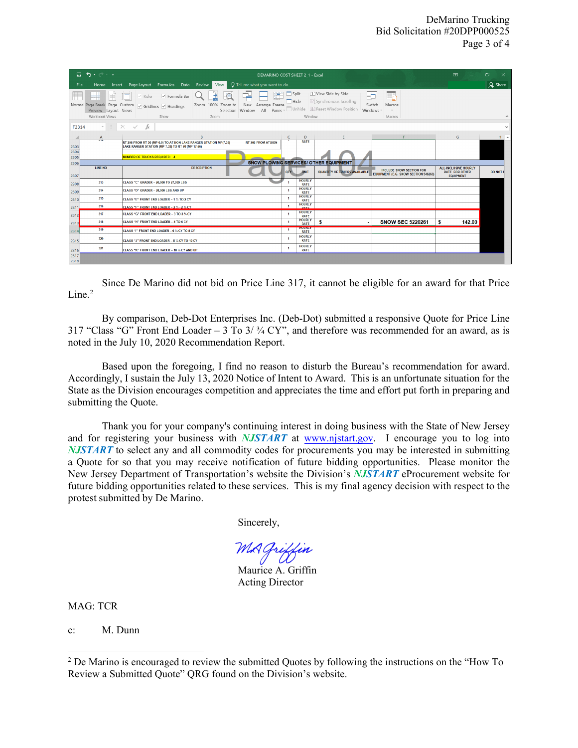| | LINE NO | DESCRIPTION | QTY | UNIT | QUANTITY OF TRUCKS AVAILABLE | INCLUDE SNOW SECTION FOR EQUIPMENT (E.G. SNOW SECTION 546263) | ALL INCLUSIVE HOURLY RATE FOR OTHER EQUIPMENT | DO NOT L |
|---|---|---|---|---|---|---|---|---|
| 2303 | | RT 206 FROM RT 30 (MP 0.0) TO ATSION LAKE RANGER STATION MP(7.35) LAKE RANGER STATION (MP 7.35) TO RT 70 (MP 17.66) RT 206 FROM ATSION | | RATE | | | | |
| 2305 | | NUMBER OF TRUCKS REQUIRED: 4 | | | | | | |
| 2306 | | SNOW PLOWING SERVICES/ OTHER EQUIPMENT | | | | | | |
| 2308 | 313 | CLASS "C" GRADER – 20,000 TO 27,999 LBS | 1 | HOURLY RATE | | | | |
| 2309 | 314 | CLASS "D" GRADER – 28,000 LBS AND UP | 1 | HOURLY RATE | | | | |
| 2310 | 315 | CLASS "E" FRONT END LOADER – 1 ½ TO 2 CY | 1 | HOURLY RATE | | | | |
| 2311 | 316 | CLASS "F" FRONT END LOADER – 2 ½ - 2 ¾ CY | 1 | HOURLY RATE | | | | |
| 2312 | 317 | CLASS "G" FRONT END LOADER – 3 TO 3 ¾ CY | 1 | HOURLY RATE | | | | |
| 2313 | 318 | CLASS "H" FRONT END LOADER – 4 TO 6 CY | 1 | HOURLY RATE | $ - | SNOW SEC 5220261 | $ 142.00 | |
| 2314 | 319 | CLASS "I" FRONT END LOADER – 6 ¼ CY TO 8 CY | 1 | HOURLY RATE | | | | |
| 2315 | 320 | CLASS "J" FRONT END LOADER – 8 ¼ CY TO 10 CY | 1 | HOURLY RATE | | | | |
| 2316 | 321 | CLASS "K" FRONT END LOADER – 10 ¼ CY AND UP | 1 | HOURLY RATE | | | | |

Since De Marino did not bid on Price Line 317, it cannot be eligible for an award for that Price Line.[2]

By comparison, Deb-Dot Enterprises Inc. (Deb-Dot) submitted a responsive Quote for Price Line 317 "Class "G" Front End Loader – 3 To 3/ ¾ CY", and therefore was recommended for an award, as is noted in the July 10, 2020 Recommendation Report.

Based upon the foregoing, I find no reason to disturb the Bureau's recommendation for award. Accordingly, I sustain the July 13, 2020 Notice of Intent to Award. This is an unfortunate situation for the State as the Division encourages competition and appreciates the time and effort put forth in preparing and submitting the Quote.

Thank you for your company's continuing interest in doing business with the State of New Jersey and for registering your business with ***NJSTART*** at www.njstart.gov. I encourage you to log into ***NJSTART*** to select any and all commodity codes for procurements you may be interested in submitting a Quote for so that you may receive notification of future bidding opportunities. Please monitor the New Jersey Department of Transportation's website the Division's ***NJSTART*** eProcurement website for future bidding opportunities related to these services. This is my final agency decision with respect to the protest submitted by De Marino.

Sincerely,

*MA Griffin*

Maurice A. Griffin
Acting Director

MAG: TCR

c: M. Dunn

---

[2] De Marino is encouraged to review the submitted Quotes by following the instructions on the "How To Review a Submitted Quote" QRG found on the Division's website.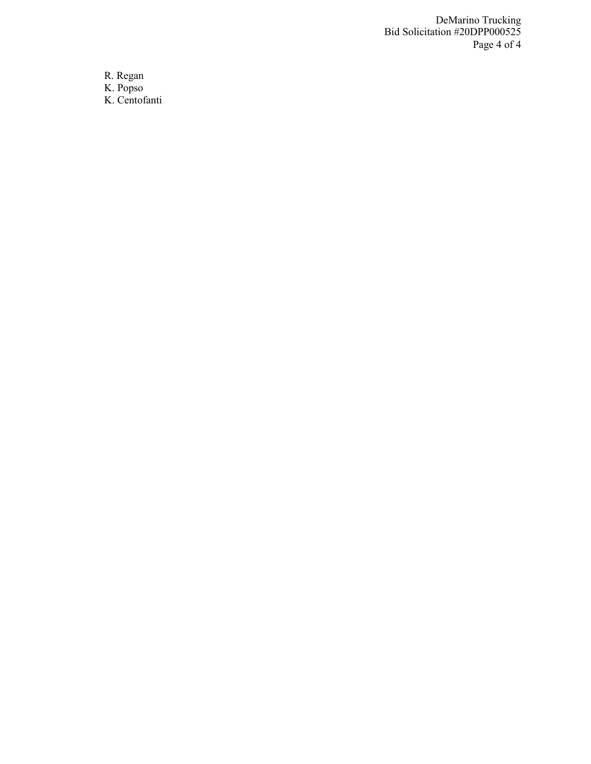R. Regan
K. Popso
K. Centofanti